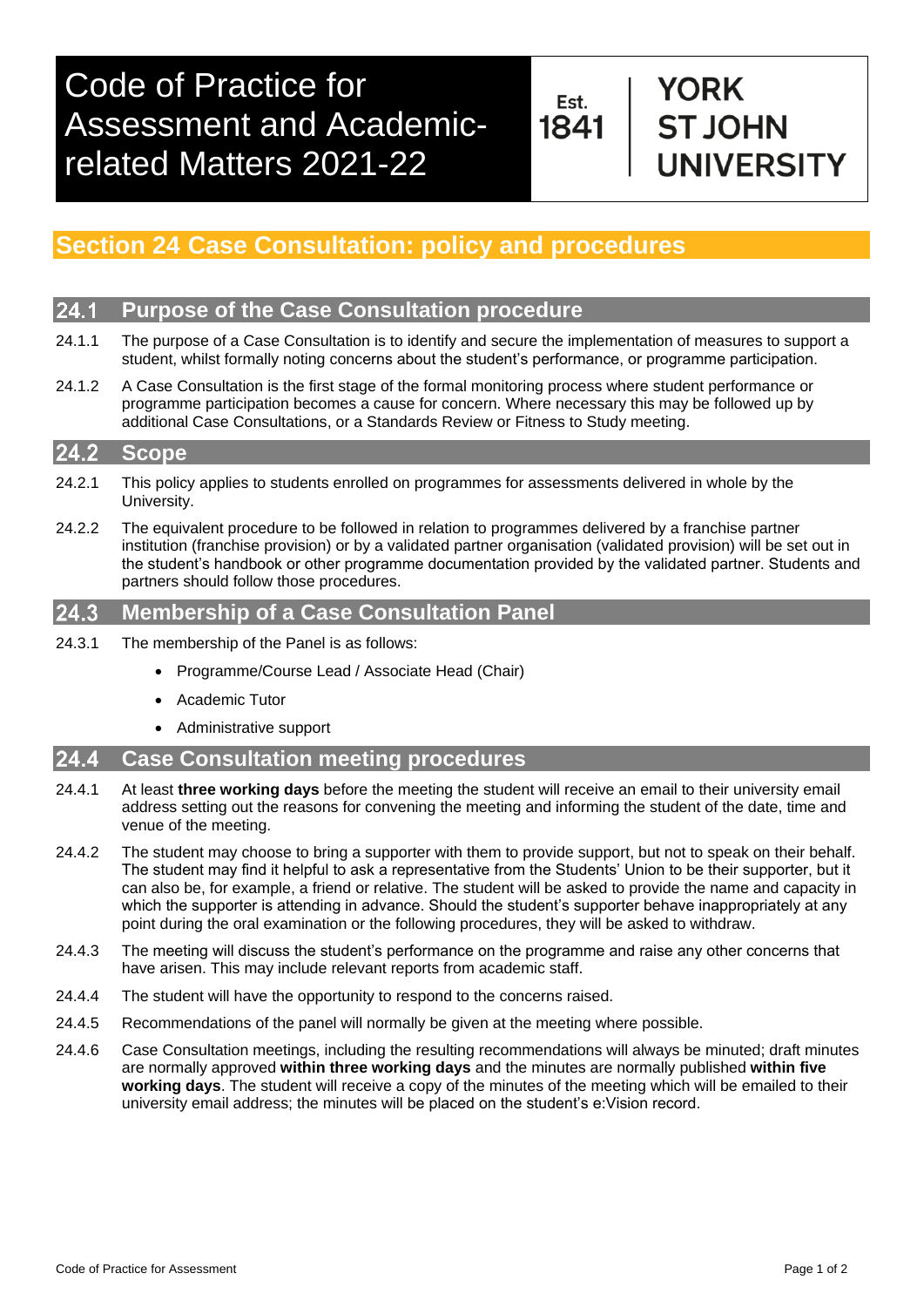# Code of Practice for Assessment and Academic-related Matters 2021-22

Est. 1841 | YORK ST JOHN UNIVERSITY

## Section 24 Case Consultation: policy and procedures

### 24.1 Purpose of the Case Consultation procedure

24.1.1 The purpose of a Case Consultation is to identify and secure the implementation of measures to support a student, whilst formally noting concerns about the student's performance, or programme participation.

24.1.2 A Case Consultation is the first stage of the formal monitoring process where student performance or programme participation becomes a cause for concern. Where necessary this may be followed up by additional Case Consultations, or a Standards Review or Fitness to Study meeting.

### 24.2 Scope

24.2.1 This policy applies to students enrolled on programmes for assessments delivered in whole by the University.

24.2.2 The equivalent procedure to be followed in relation to programmes delivered by a franchise partner institution (franchise provision) or by a validated partner organisation (validated provision) will be set out in the student's handbook or other programme documentation provided by the validated partner. Students and partners should follow those procedures.

### 24.3 Membership of a Case Consultation Panel

24.3.1 The membership of the Panel is as follows:

- Programme/Course Lead / Associate Head (Chair)
- Academic Tutor
- Administrative support

### 24.4 Case Consultation meeting procedures

24.4.1 At least **three working days** before the meeting the student will receive an email to their university email address setting out the reasons for convening the meeting and informing the student of the date, time and venue of the meeting.

24.4.2 The student may choose to bring a supporter with them to provide support, but not to speak on their behalf. The student may find it helpful to ask a representative from the Students' Union to be their supporter, but it can also be, for example, a friend or relative. The student will be asked to provide the name and capacity in which the supporter is attending in advance. Should the student's supporter behave inappropriately at any point during the oral examination or the following procedures, they will be asked to withdraw.

24.4.3 The meeting will discuss the student's performance on the programme and raise any other concerns that have arisen. This may include relevant reports from academic staff.

24.4.4 The student will have the opportunity to respond to the concerns raised.

24.4.5 Recommendations of the panel will normally be given at the meeting where possible.

24.4.6 Case Consultation meetings, including the resulting recommendations will always be minuted; draft minutes are normally approved **within three working days** and the minutes are normally published **within five working days**. The student will receive a copy of the minutes of the meeting which will be emailed to their university email address; the minutes will be placed on the student's e:Vision record.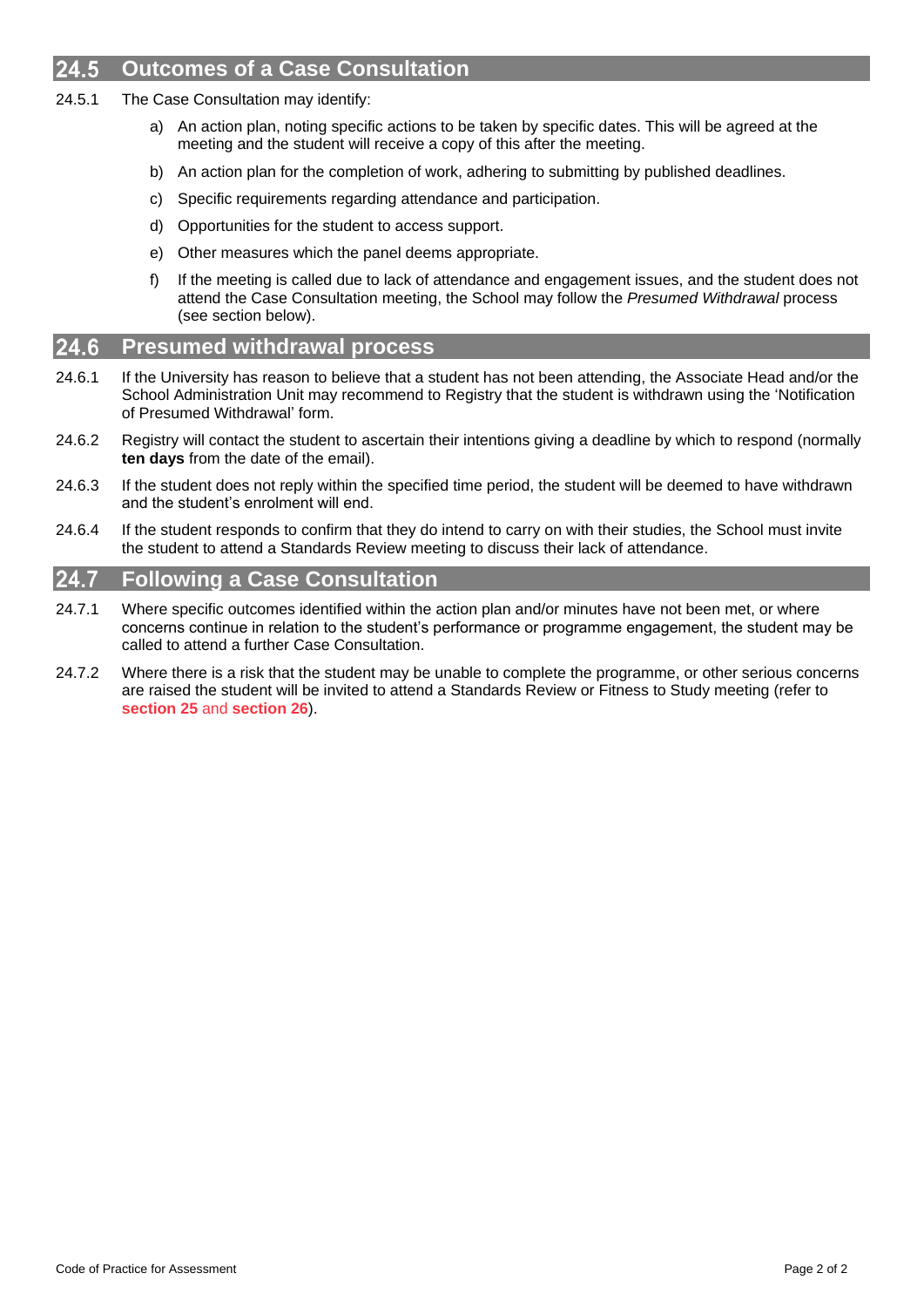## 24.5 Outcomes of a Case Consultation

24.5.1 The Case Consultation may identify:

a) An action plan, noting specific actions to be taken by specific dates. This will be agreed at the meeting and the student will receive a copy of this after the meeting.

b) An action plan for the completion of work, adhering to submitting by published deadlines.

c) Specific requirements regarding attendance and participation.

d) Opportunities for the student to access support.

e) Other measures which the panel deems appropriate.

f) If the meeting is called due to lack of attendance and engagement issues, and the student does not attend the Case Consultation meeting, the School may follow the *Presumed Withdrawal* process (see section below).

## 24.6 Presumed withdrawal process

24.6.1 If the University has reason to believe that a student has not been attending, the Associate Head and/or the School Administration Unit may recommend to Registry that the student is withdrawn using the 'Notification of Presumed Withdrawal' form.

24.6.2 Registry will contact the student to ascertain their intentions giving a deadline by which to respond (normally **ten days** from the date of the email).

24.6.3 If the student does not reply within the specified time period, the student will be deemed to have withdrawn and the student's enrolment will end.

24.6.4 If the student responds to confirm that they do intend to carry on with their studies, the School must invite the student to attend a Standards Review meeting to discuss their lack of attendance.

## 24.7 Following a Case Consultation

24.7.1 Where specific outcomes identified within the action plan and/or minutes have not been met, or where concerns continue in relation to the student's performance or programme engagement, the student may be called to attend a further Case Consultation.

24.7.2 Where there is a risk that the student may be unable to complete the programme, or other serious concerns are raised the student will be invited to attend a Standards Review or Fitness to Study meeting (refer to **section 25** and **section 26**).